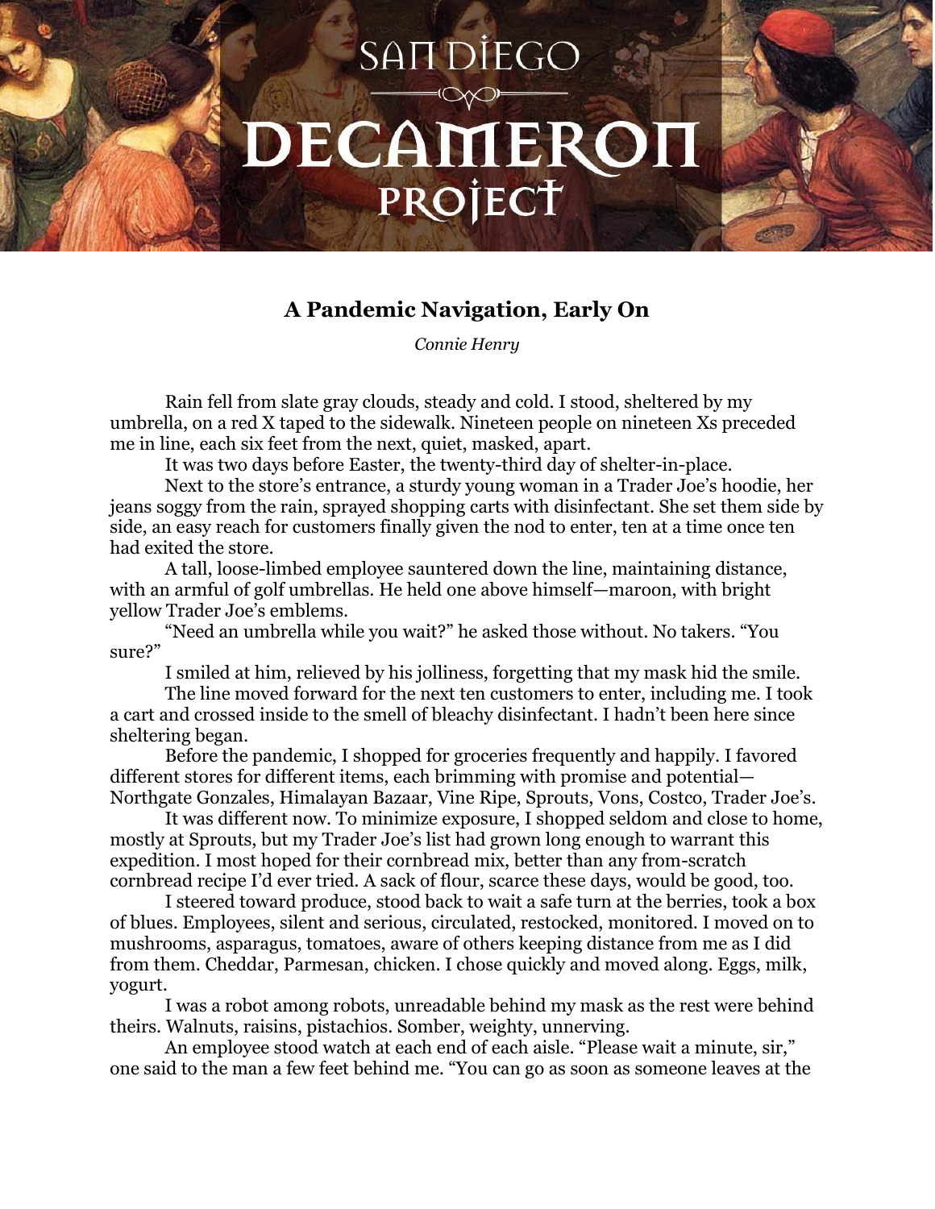# San Diego Decameron Project

## A Pandemic Navigation, Early On

*Connie Henry*

Rain fell from slate gray clouds, steady and cold. I stood, sheltered by my umbrella, on a red X taped to the sidewalk. Nineteen people on nineteen Xs preceded me in line, each six feet from the next, quiet, masked, apart.

It was two days before Easter, the twenty-third day of shelter-in-place.

Next to the store's entrance, a sturdy young woman in a Trader Joe's hoodie, her jeans soggy from the rain, sprayed shopping carts with disinfectant. She set them side by side, an easy reach for customers finally given the nod to enter, ten at a time once ten had exited the store.

A tall, loose-limbed employee sauntered down the line, maintaining distance, with an armful of golf umbrellas. He held one above himself—maroon, with bright yellow Trader Joe's emblems.

"Need an umbrella while you wait?" he asked those without. No takers. "You sure?"

I smiled at him, relieved by his jolliness, forgetting that my mask hid the smile.

The line moved forward for the next ten customers to enter, including me. I took a cart and crossed inside to the smell of bleachy disinfectant. I hadn't been here since sheltering began.

Before the pandemic, I shopped for groceries frequently and happily. I favored different stores for different items, each brimming with promise and potential—Northgate Gonzales, Himalayan Bazaar, Vine Ripe, Sprouts, Vons, Costco, Trader Joe's.

It was different now. To minimize exposure, I shopped seldom and close to home, mostly at Sprouts, but my Trader Joe's list had grown long enough to warrant this expedition. I most hoped for their cornbread mix, better than any from-scratch cornbread recipe I'd ever tried. A sack of flour, scarce these days, would be good, too.

I steered toward produce, stood back to wait a safe turn at the berries, took a box of blues. Employees, silent and serious, circulated, restocked, monitored. I moved on to mushrooms, asparagus, tomatoes, aware of others keeping distance from me as I did from them. Cheddar, Parmesan, chicken. I chose quickly and moved along. Eggs, milk, yogurt.

I was a robot among robots, unreadable behind my mask as the rest were behind theirs. Walnuts, raisins, pistachios. Somber, weighty, unnerving.

An employee stood watch at each end of each aisle. "Please wait a minute, sir," one said to the man a few feet behind me. "You can go as soon as someone leaves at the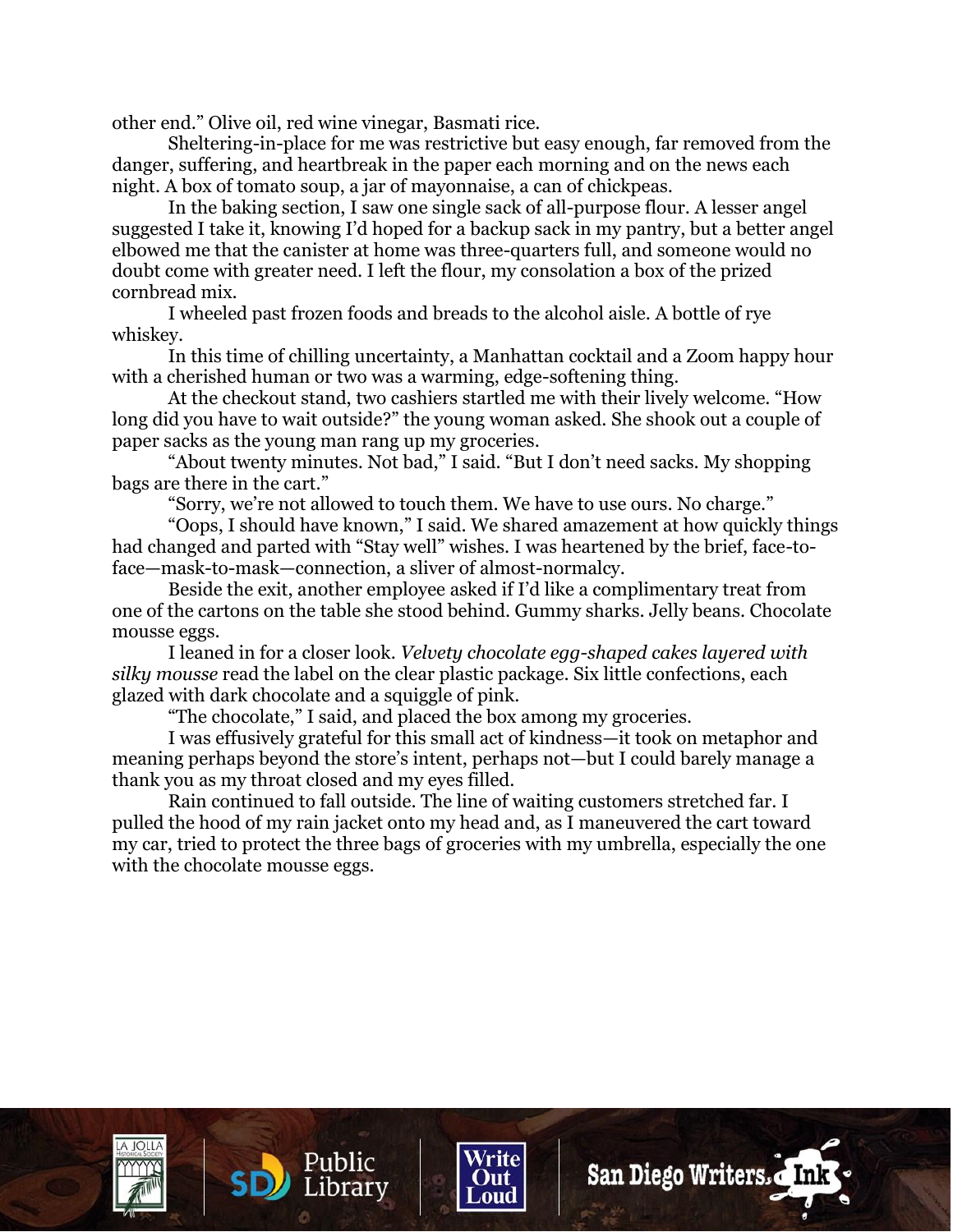other end." Olive oil, red wine vinegar, Basmati rice.

Sheltering-in-place for me was restrictive but easy enough, far removed from the danger, suffering, and heartbreak in the paper each morning and on the news each night. A box of tomato soup, a jar of mayonnaise, a can of chickpeas.

In the baking section, I saw one single sack of all-purpose flour. A lesser angel suggested I take it, knowing I'd hoped for a backup sack in my pantry, but a better angel elbowed me that the canister at home was three-quarters full, and someone would no doubt come with greater need. I left the flour, my consolation a box of the prized cornbread mix.

I wheeled past frozen foods and breads to the alcohol aisle. A bottle of rye whiskey.

In this time of chilling uncertainty, a Manhattan cocktail and a Zoom happy hour with a cherished human or two was a warming, edge-softening thing.

At the checkout stand, two cashiers startled me with their lively welcome. "How long did you have to wait outside?" the young woman asked. She shook out a couple of paper sacks as the young man rang up my groceries.

"About twenty minutes. Not bad," I said. "But I don't need sacks. My shopping bags are there in the cart."

"Sorry, we're not allowed to touch them. We have to use ours. No charge."

"Oops, I should have known," I said. We shared amazement at how quickly things had changed and parted with "Stay well" wishes. I was heartened by the brief, face-to-face—mask-to-mask—connection, a sliver of almost-normalcy.

Beside the exit, another employee asked if I'd like a complimentary treat from one of the cartons on the table she stood behind. Gummy sharks. Jelly beans. Chocolate mousse eggs.

I leaned in for a closer look. *Velvety chocolate egg-shaped cakes layered with silky mousse* read the label on the clear plastic package. Six little confections, each glazed with dark chocolate and a squiggle of pink.

"The chocolate," I said, and placed the box among my groceries.

I was effusively grateful for this small act of kindness—it took on metaphor and meaning perhaps beyond the store's intent, perhaps not—but I could barely manage a thank you as my throat closed and my eyes filled.

Rain continued to fall outside. The line of waiting customers stretched far. I pulled the hood of my rain jacket onto my head and, as I maneuvered the cart toward my car, tried to protect the three bags of groceries with my umbrella, especially the one with the chocolate mousse eggs.